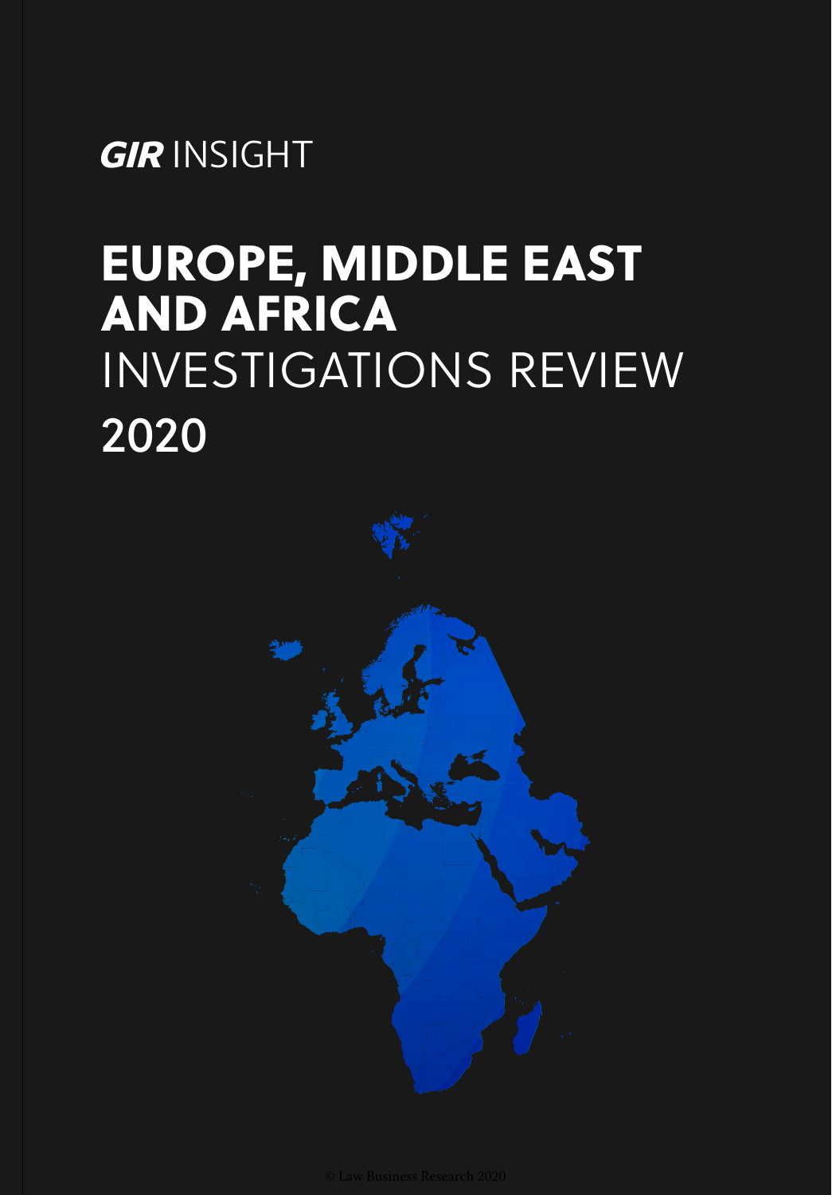**GIR** INSIGHT

# EUROPE, MIDDLE EAST AND AFRICA INVESTIGATIONS REVIEW 2020

© Law Business Research 2020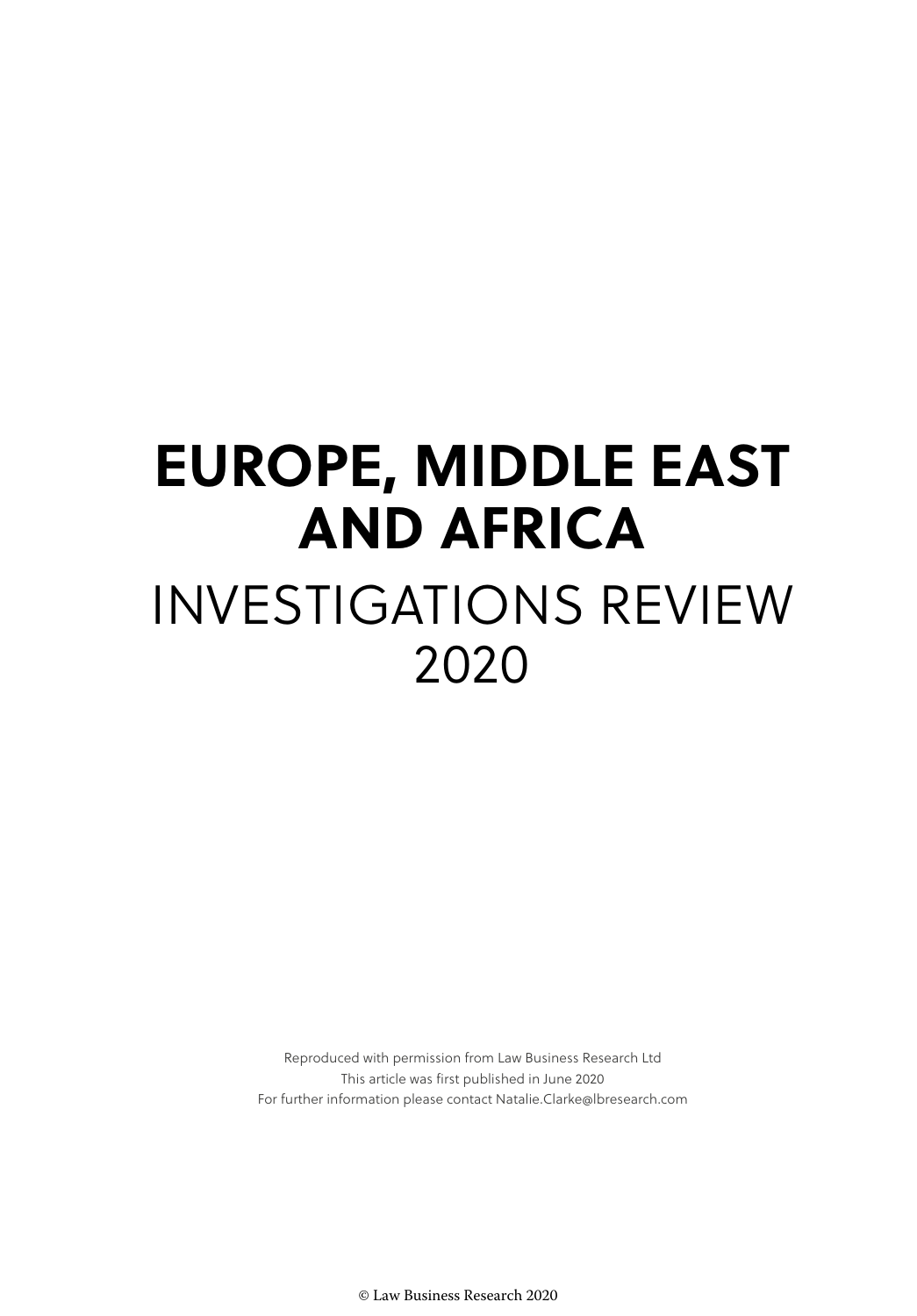# EUROPE, MIDDLE EAST AND AFRICA

# INVESTIGATIONS REVIEW 2020

Reproduced with permission from Law Business Research Ltd
This article was first published in June 2020
For further information please contact Natalie.Clarke@lbresearch.com

© Law Business Research 2020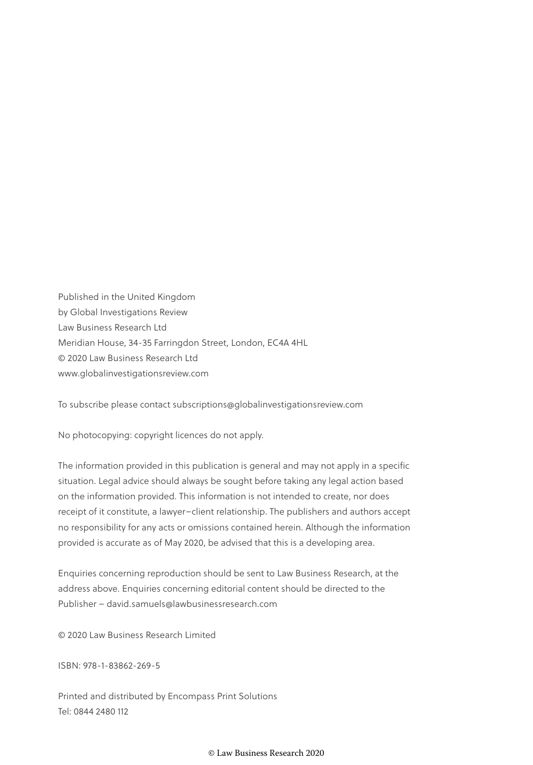Published in the United Kingdom
by Global Investigations Review
Law Business Research Ltd
Meridian House, 34-35 Farringdon Street, London, EC4A 4HL
© 2020 Law Business Research Ltd
www.globalinvestigationsreview.com

To subscribe please contact subscriptions@globalinvestigationsreview.com

No photocopying: copyright licences do not apply.

The information provided in this publication is general and may not apply in a specific situation. Legal advice should always be sought before taking any legal action based on the information provided. This information is not intended to create, nor does receipt of it constitute, a lawyer–client relationship. The publishers and authors accept no responsibility for any acts or omissions contained herein. Although the information provided is accurate as of May 2020, be advised that this is a developing area.

Enquiries concerning reproduction should be sent to Law Business Research, at the address above. Enquiries concerning editorial content should be directed to the Publisher – david.samuels@lawbusinessresearch.com

© 2020 Law Business Research Limited

ISBN: 978-1-83862-269-5

Printed and distributed by Encompass Print Solutions
Tel: 0844 2480 112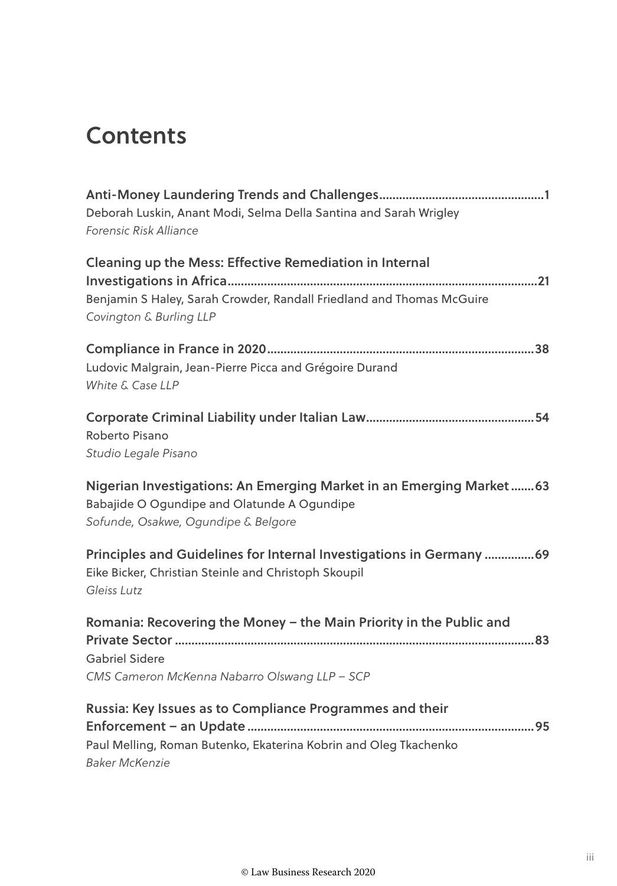# Contents

**Anti-Money Laundering Trends and Challenges....................................................1**
Deborah Luskin, Anant Modi, Selma Della Santina and Sarah Wrigley
*Forensic Risk Alliance*

**Cleaning up the Mess: Effective Remediation in Internal Investigations in Africa.........................................................................................21**
Benjamin S Haley, Sarah Crowder, Randall Friedland and Thomas McGuire
*Covington & Burling LLP*

**Compliance in France in 2020...............................................................................38**
Ludovic Malgrain, Jean-Pierre Picca and Grégoire Durand
*White & Case LLP*

**Corporate Criminal Liability under Italian Law...................................................54**
Roberto Pisano
*Studio Legale Pisano*

**Nigerian Investigations: An Emerging Market in an Emerging Market.......63**
Babajide O Ogundipe and Olatunde A Ogundipe
*Sofunde, Osakwe, Ogundipe & Belgore*

**Principles and Guidelines for Internal Investigations in Germany ...............69**
Eike Bicker, Christian Steinle and Christoph Skoupil
*Gleiss Lutz*

**Romania: Recovering the Money – the Main Priority in the Public and Private Sector ..........................................................................................................83**
Gabriel Sidere
*CMS Cameron McKenna Nabarro Olswang LLP – SCP*

**Russia: Key Issues as to Compliance Programmes and their Enforcement – an Update......................................................................................95**
Paul Melling, Roman Butenko, Ekaterina Kobrin and Oleg Tkachenko
*Baker McKenzie*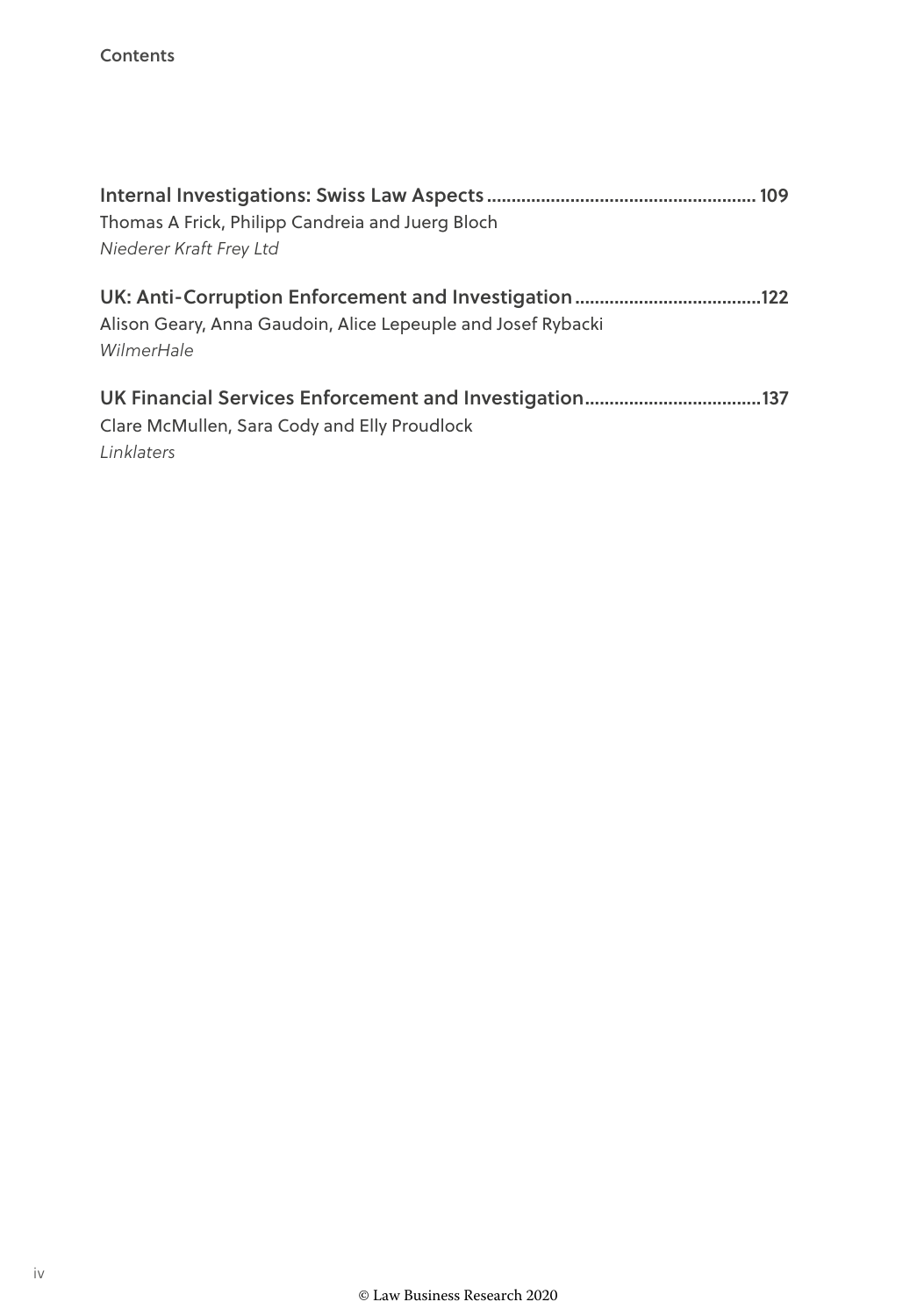**Internal Investigations: Swiss Law Aspects** ........................................................ 109
Thomas A Frick, Philipp Candreia and Juerg Bloch
*Niederer Kraft Frey Ltd*

**UK: Anti-Corruption Enforcement and Investigation** ........................................ 122
Alison Geary, Anna Gaudoin, Alice Lepeuple and Josef Rybacki
*WilmerHale*

**UK Financial Services Enforcement and Investigation** ...................................... 137
Clare McMullen, Sara Cody and Elly Proudlock
*Linklaters*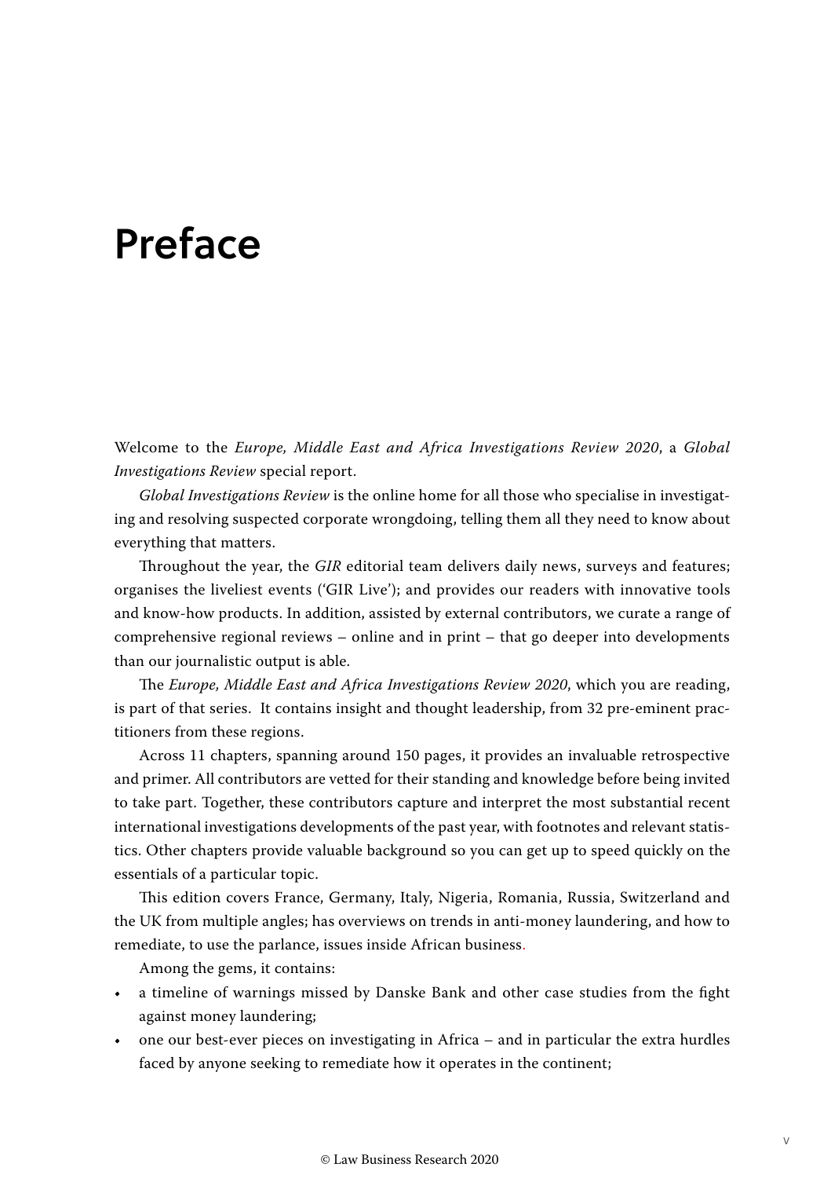# Preface

Welcome to the *Europe, Middle East and Africa Investigations Review 2020*, a *Global Investigations Review* special report.

*Global Investigations Review* is the online home for all those who specialise in investigating and resolving suspected corporate wrongdoing, telling them all they need to know about everything that matters.

Throughout the year, the *GIR* editorial team delivers daily news, surveys and features; organises the liveliest events ('GIR Live'); and provides our readers with innovative tools and know-how products. In addition, assisted by external contributors, we curate a range of comprehensive regional reviews – online and in print – that go deeper into developments than our journalistic output is able.

The *Europe, Middle East and Africa Investigations Review 2020*, which you are reading, is part of that series. It contains insight and thought leadership, from 32 pre-eminent practitioners from these regions.

Across 11 chapters, spanning around 150 pages, it provides an invaluable retrospective and primer. All contributors are vetted for their standing and knowledge before being invited to take part. Together, these contributors capture and interpret the most substantial recent international investigations developments of the past year, with footnotes and relevant statistics. Other chapters provide valuable background so you can get up to speed quickly on the essentials of a particular topic.

This edition covers France, Germany, Italy, Nigeria, Romania, Russia, Switzerland and the UK from multiple angles; has overviews on trends in anti-money laundering, and how to remediate, to use the parlance, issues inside African business.

Among the gems, it contains:

- a timeline of warnings missed by Danske Bank and other case studies from the fight against money laundering;
- one our best-ever pieces on investigating in Africa – and in particular the extra hurdles faced by anyone seeking to remediate how it operates in the continent;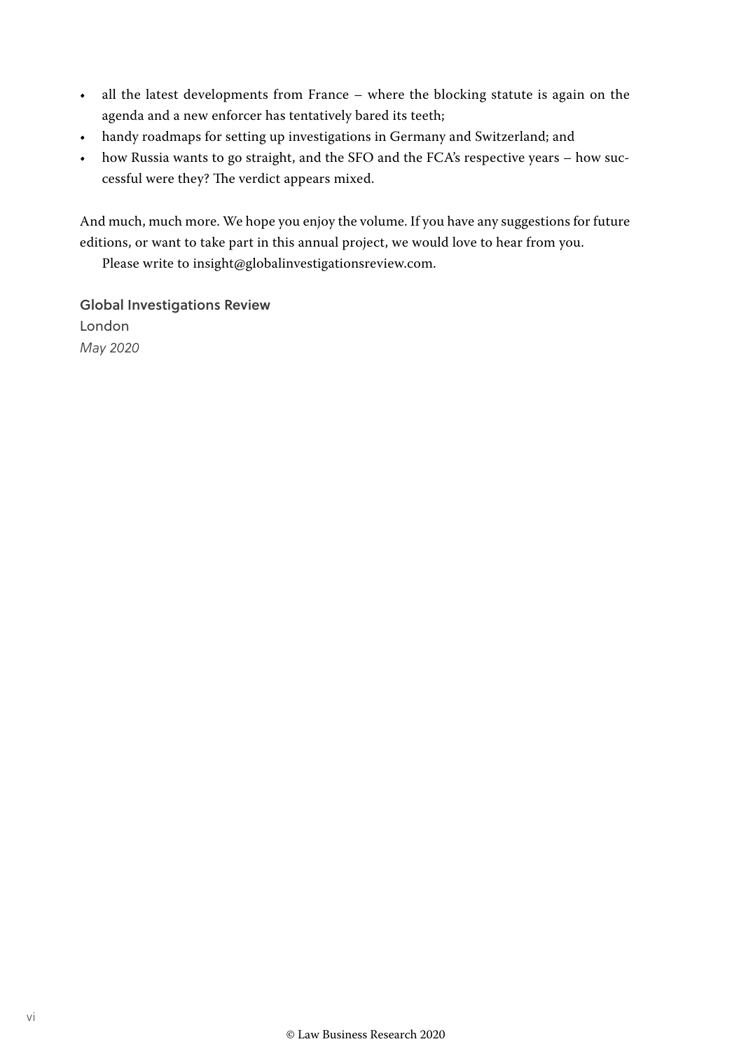- all the latest developments from France – where the blocking statute is again on the agenda and a new enforcer has tentatively bared its teeth;
- handy roadmaps for setting up investigations in Germany and Switzerland; and
- how Russia wants to go straight, and the SFO and the FCA's respective years – how successful were they? The verdict appears mixed.

And much, much more. We hope you enjoy the volume. If you have any suggestions for future editions, or want to take part in this annual project, we would love to hear from you.

Please write to insight@globalinvestigationsreview.com.

**Global Investigations Review**
London
*May 2020*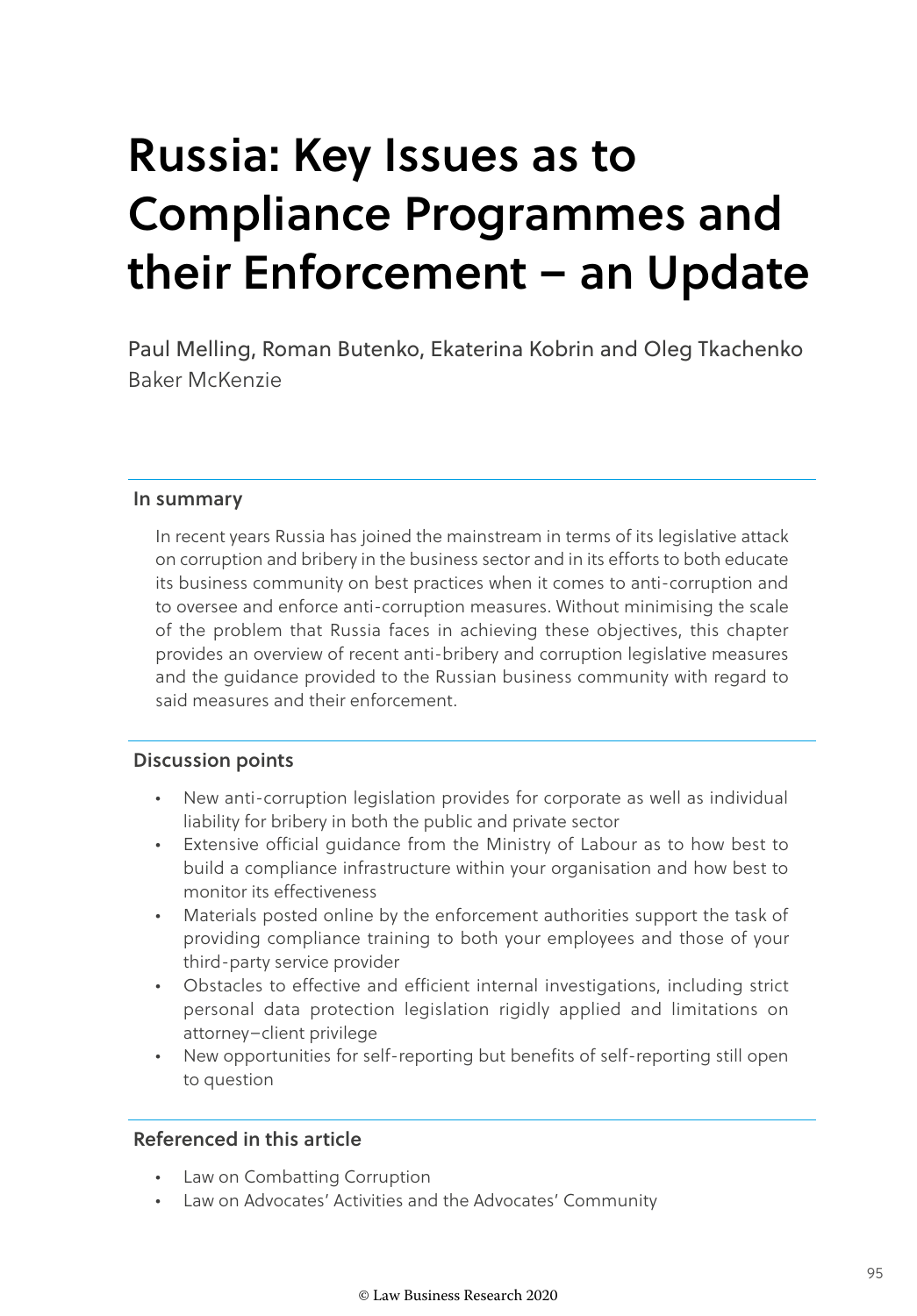# Russia: Key Issues as to Compliance Programmes and their Enforcement – an Update

Paul Melling, Roman Butenko, Ekaterina Kobrin and Oleg Tkachenko
Baker McKenzie

## In summary

In recent years Russia has joined the mainstream in terms of its legislative attack on corruption and bribery in the business sector and in its efforts to both educate its business community on best practices when it comes to anti-corruption and to oversee and enforce anti-corruption measures. Without minimising the scale of the problem that Russia faces in achieving these objectives, this chapter provides an overview of recent anti-bribery and corruption legislative measures and the guidance provided to the Russian business community with regard to said measures and their enforcement.

## Discussion points

- New anti-corruption legislation provides for corporate as well as individual liability for bribery in both the public and private sector
- Extensive official guidance from the Ministry of Labour as to how best to build a compliance infrastructure within your organisation and how best to monitor its effectiveness
- Materials posted online by the enforcement authorities support the task of providing compliance training to both your employees and those of your third-party service provider
- Obstacles to effective and efficient internal investigations, including strict personal data protection legislation rigidly applied and limitations on attorney–client privilege
- New opportunities for self-reporting but benefits of self-reporting still open to question

## Referenced in this article

- Law on Combatting Corruption
- Law on Advocates' Activities and the Advocates' Community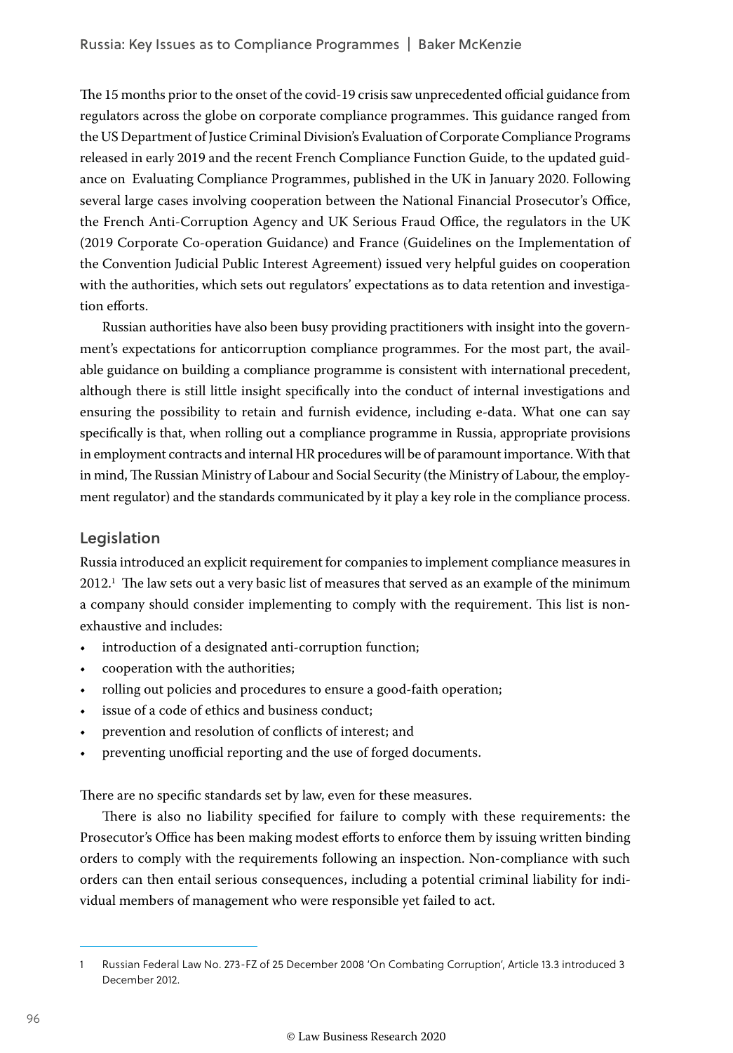The 15 months prior to the onset of the covid-19 crisis saw unprecedented official guidance from regulators across the globe on corporate compliance programmes. This guidance ranged from the US Department of Justice Criminal Division's Evaluation of Corporate Compliance Programs released in early 2019 and the recent French Compliance Function Guide, to the updated guidance on Evaluating Compliance Programmes, published in the UK in January 2020. Following several large cases involving cooperation between the National Financial Prosecutor's Office, the French Anti-Corruption Agency and UK Serious Fraud Office, the regulators in the UK (2019 Corporate Co-operation Guidance) and France (Guidelines on the Implementation of the Convention Judicial Public Interest Agreement) issued very helpful guides on cooperation with the authorities, which sets out regulators' expectations as to data retention and investigation efforts.

Russian authorities have also been busy providing practitioners with insight into the government's expectations for anticorruption compliance programmes. For the most part, the available guidance on building a compliance programme is consistent with international precedent, although there is still little insight specifically into the conduct of internal investigations and ensuring the possibility to retain and furnish evidence, including e-data. What one can say specifically is that, when rolling out a compliance programme in Russia, appropriate provisions in employment contracts and internal HR procedures will be of paramount importance. With that in mind, The Russian Ministry of Labour and Social Security (the Ministry of Labour, the employment regulator) and the standards communicated by it play a key role in the compliance process.

## Legislation

Russia introduced an explicit requirement for companies to implement compliance measures in 2012.[1] The law sets out a very basic list of measures that served as an example of the minimum a company should consider implementing to comply with the requirement. This list is non-exhaustive and includes:

- introduction of a designated anti-corruption function;
- cooperation with the authorities;
- rolling out policies and procedures to ensure a good-faith operation;
- issue of a code of ethics and business conduct;
- prevention and resolution of conflicts of interest; and
- preventing unofficial reporting and the use of forged documents.

There are no specific standards set by law, even for these measures.

There is also no liability specified for failure to comply with these requirements: the Prosecutor's Office has been making modest efforts to enforce them by issuing written binding orders to comply with the requirements following an inspection. Non-compliance with such orders can then entail serious consequences, including a potential criminal liability for individual members of management who were responsible yet failed to act.

---

1 Russian Federal Law No. 273-FZ of 25 December 2008 'On Combating Corruption', Article 13.3 introduced 3 December 2012.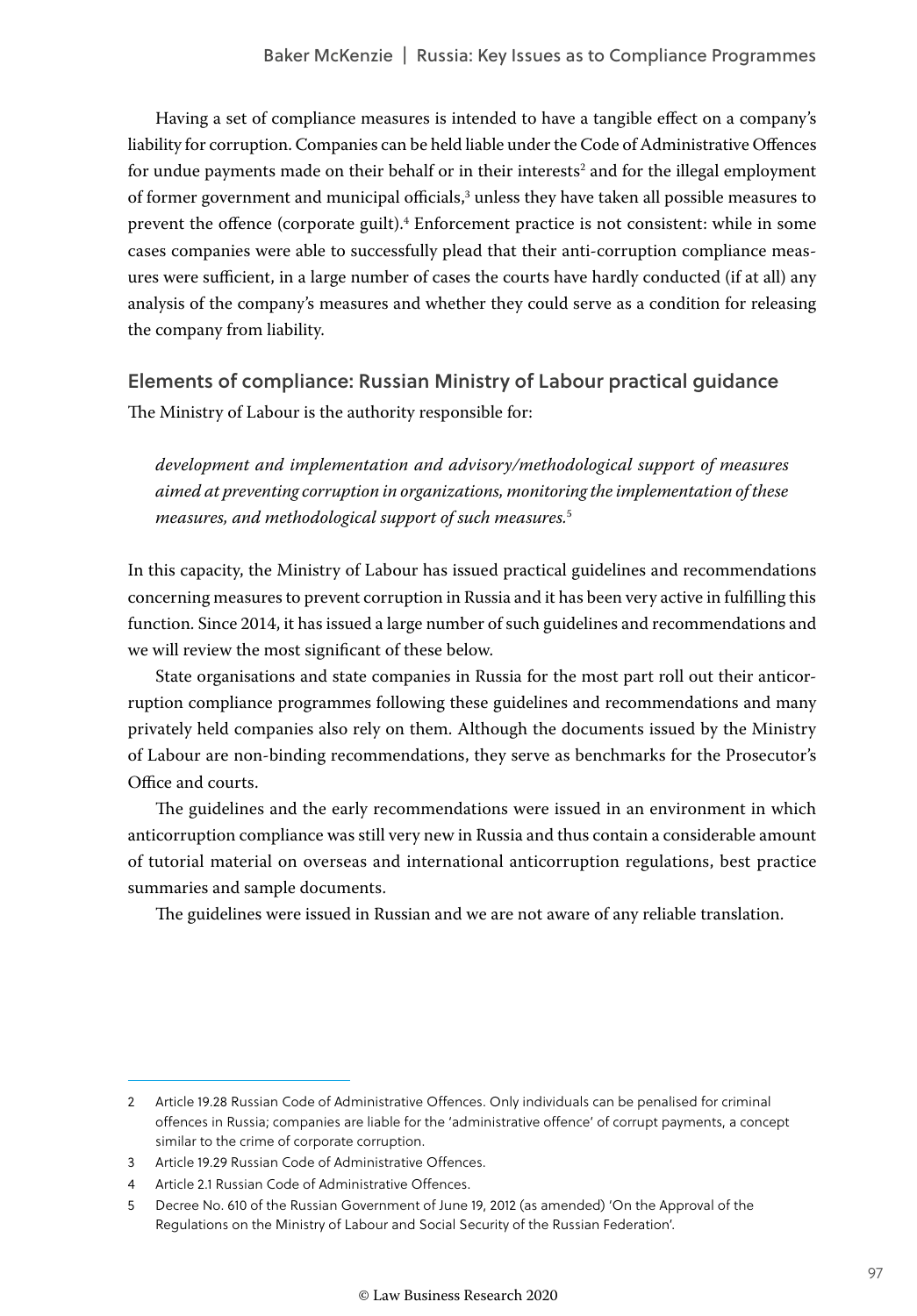Having a set of compliance measures is intended to have a tangible effect on a company's liability for corruption. Companies can be held liable under the Code of Administrative Offences for undue payments made on their behalf or in their interests[2] and for the illegal employment of former government and municipal officials,[3] unless they have taken all possible measures to prevent the offence (corporate guilt).[4] Enforcement practice is not consistent: while in some cases companies were able to successfully plead that their anti-corruption compliance measures were sufficient, in a large number of cases the courts have hardly conducted (if at all) any analysis of the company's measures and whether they could serve as a condition for releasing the company from liability.

## Elements of compliance: Russian Ministry of Labour practical guidance

The Ministry of Labour is the authority responsible for:

> *development and implementation and advisory/methodological support of measures aimed at preventing corruption in organizations, monitoring the implementation of these measures, and methodological support of such measures.*[5]

In this capacity, the Ministry of Labour has issued practical guidelines and recommendations concerning measures to prevent corruption in Russia and it has been very active in fulfilling this function. Since 2014, it has issued a large number of such guidelines and recommendations and we will review the most significant of these below.

State organisations and state companies in Russia for the most part roll out their anticorruption compliance programmes following these guidelines and recommendations and many privately held companies also rely on them. Although the documents issued by the Ministry of Labour are non-binding recommendations, they serve as benchmarks for the Prosecutor's Office and courts.

The guidelines and the early recommendations were issued in an environment in which anticorruption compliance was still very new in Russia and thus contain a considerable amount of tutorial material on overseas and international anticorruption regulations, best practice summaries and sample documents.

The guidelines were issued in Russian and we are not aware of any reliable translation.

---

2 Article 19.28 Russian Code of Administrative Offences. Only individuals can be penalised for criminal offences in Russia; companies are liable for the 'administrative offence' of corrupt payments, a concept similar to the crime of corporate corruption.

3 Article 19.29 Russian Code of Administrative Offences.

4 Article 2.1 Russian Code of Administrative Offences.

5 Decree No. 610 of the Russian Government of June 19, 2012 (as amended) 'On the Approval of the Regulations on the Ministry of Labour and Social Security of the Russian Federation'.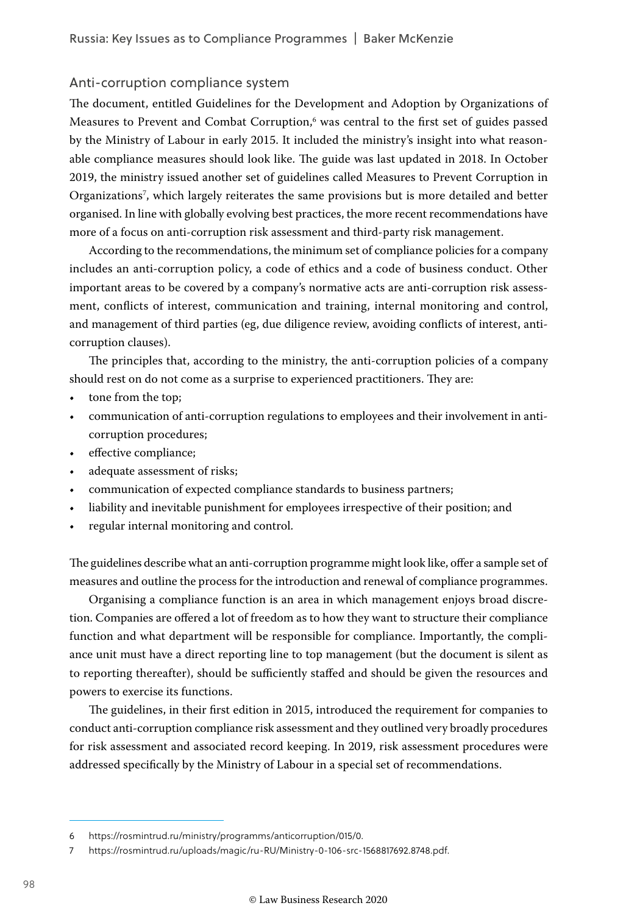## Anti-corruption compliance system

The document, entitled Guidelines for the Development and Adoption by Organizations of Measures to Prevent and Combat Corruption,[6] was central to the first set of guides passed by the Ministry of Labour in early 2015. It included the ministry's insight into what reasonable compliance measures should look like. The guide was last updated in 2018. In October 2019, the ministry issued another set of guidelines called Measures to Prevent Corruption in Organizations[7], which largely reiterates the same provisions but is more detailed and better organised. In line with globally evolving best practices, the more recent recommendations have more of a focus on anti-corruption risk assessment and third-party risk management.

According to the recommendations, the minimum set of compliance policies for a company includes an anti-corruption policy, a code of ethics and a code of business conduct. Other important areas to be covered by a company's normative acts are anti-corruption risk assessment, conflicts of interest, communication and training, internal monitoring and control, and management of third parties (eg, due diligence review, avoiding conflicts of interest, anti-corruption clauses).

The principles that, according to the ministry, the anti-corruption policies of a company should rest on do not come as a surprise to experienced practitioners. They are:

- tone from the top;
- communication of anti-corruption regulations to employees and their involvement in anti-corruption procedures;
- effective compliance;
- adequate assessment of risks;
- communication of expected compliance standards to business partners;
- liability and inevitable punishment for employees irrespective of their position; and
- regular internal monitoring and control.

The guidelines describe what an anti-corruption programme might look like, offer a sample set of measures and outline the process for the introduction and renewal of compliance programmes.

Organising a compliance function is an area in which management enjoys broad discretion. Companies are offered a lot of freedom as to how they want to structure their compliance function and what department will be responsible for compliance. Importantly, the compliance unit must have a direct reporting line to top management (but the document is silent as to reporting thereafter), should be sufficiently staffed and should be given the resources and powers to exercise its functions.

The guidelines, in their first edition in 2015, introduced the requirement for companies to conduct anti-corruption compliance risk assessment and they outlined very broadly procedures for risk assessment and associated record keeping. In 2019, risk assessment procedures were addressed specifically by the Ministry of Labour in a special set of recommendations.

---

6 https://rosmintrud.ru/ministry/programms/anticorruption/015/0.

7 https://rosmintrud.ru/uploads/magic/ru-RU/Ministry-0-106-src-1568817692.8748.pdf.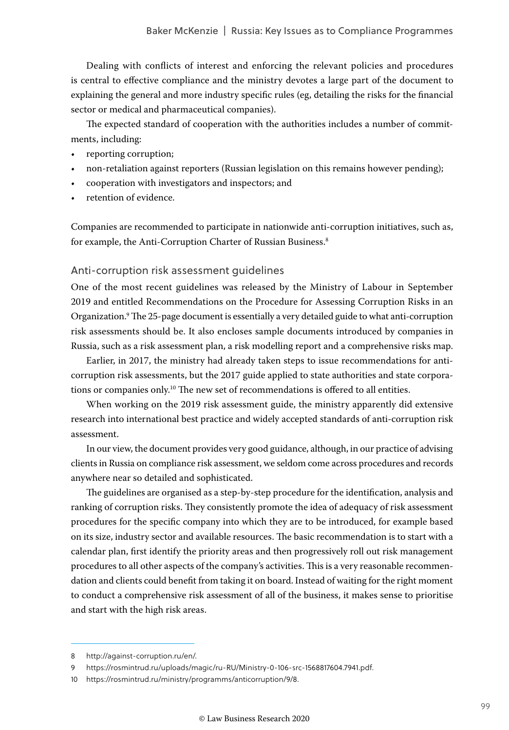Dealing with conflicts of interest and enforcing the relevant policies and procedures is central to effective compliance and the ministry devotes a large part of the document to explaining the general and more industry specific rules (eg, detailing the risks for the financial sector or medical and pharmaceutical companies).

The expected standard of cooperation with the authorities includes a number of commitments, including:

- reporting corruption;
- non-retaliation against reporters (Russian legislation on this remains however pending);
- cooperation with investigators and inspectors; and
- retention of evidence.

Companies are recommended to participate in nationwide anti-corruption initiatives, such as, for example, the Anti-Corruption Charter of Russian Business.[8]

## Anti-corruption risk assessment guidelines

One of the most recent guidelines was released by the Ministry of Labour in September 2019 and entitled Recommendations on the Procedure for Assessing Corruption Risks in an Organization.[9] The 25-page document is essentially a very detailed guide to what anti-corruption risk assessments should be. It also encloses sample documents introduced by companies in Russia, such as a risk assessment plan, a risk modelling report and a comprehensive risks map.

Earlier, in 2017, the ministry had already taken steps to issue recommendations for anti-corruption risk assessments, but the 2017 guide applied to state authorities and state corporations or companies only.[10] The new set of recommendations is offered to all entities.

When working on the 2019 risk assessment guide, the ministry apparently did extensive research into international best practice and widely accepted standards of anti-corruption risk assessment.

In our view, the document provides very good guidance, although, in our practice of advising clients in Russia on compliance risk assessment, we seldom come across procedures and records anywhere near so detailed and sophisticated.

The guidelines are organised as a step-by-step procedure for the identification, analysis and ranking of corruption risks. They consistently promote the idea of adequacy of risk assessment procedures for the specific company into which they are to be introduced, for example based on its size, industry sector and available resources. The basic recommendation is to start with a calendar plan, first identify the priority areas and then progressively roll out risk management procedures to all other aspects of the company's activities. This is a very reasonable recommendation and clients could benefit from taking it on board. Instead of waiting for the right moment to conduct a comprehensive risk assessment of all of the business, it makes sense to prioritise and start with the high risk areas.

---

8 http://against-corruption.ru/en/.

9 https://rosmintrud.ru/uploads/magic/ru-RU/Ministry-0-106-src-1568817604.7941.pdf.

10 https://rosmintrud.ru/ministry/programms/anticorruption/9/8.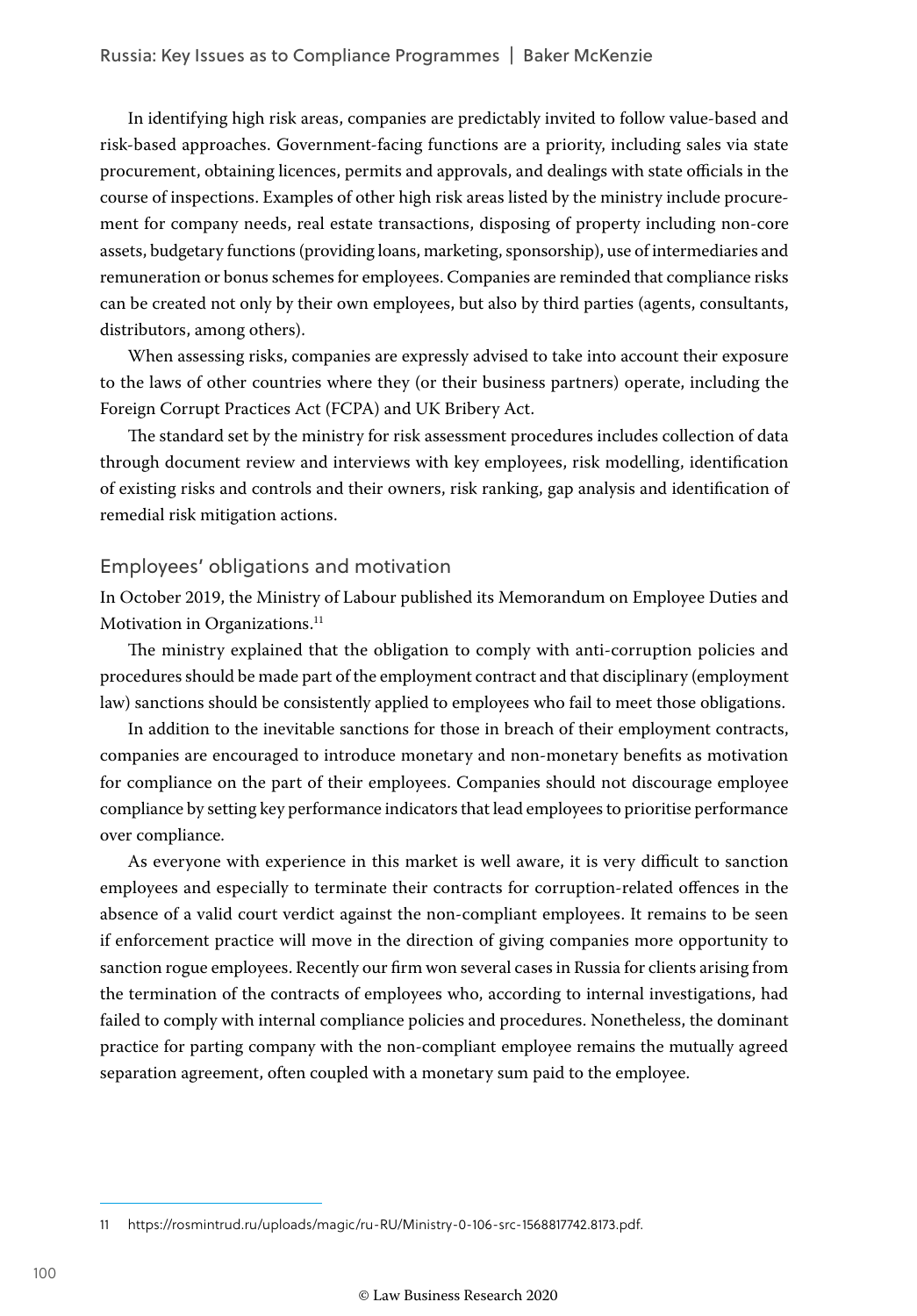In identifying high risk areas, companies are predictably invited to follow value-based and risk-based approaches. Government-facing functions are a priority, including sales via state procurement, obtaining licences, permits and approvals, and dealings with state officials in the course of inspections. Examples of other high risk areas listed by the ministry include procurement for company needs, real estate transactions, disposing of property including non-core assets, budgetary functions (providing loans, marketing, sponsorship), use of intermediaries and remuneration or bonus schemes for employees. Companies are reminded that compliance risks can be created not only by their own employees, but also by third parties (agents, consultants, distributors, among others).

When assessing risks, companies are expressly advised to take into account their exposure to the laws of other countries where they (or their business partners) operate, including the Foreign Corrupt Practices Act (FCPA) and UK Bribery Act.

The standard set by the ministry for risk assessment procedures includes collection of data through document review and interviews with key employees, risk modelling, identification of existing risks and controls and their owners, risk ranking, gap analysis and identification of remedial risk mitigation actions.

## Employees' obligations and motivation

In October 2019, the Ministry of Labour published its Memorandum on Employee Duties and Motivation in Organizations.[11]

The ministry explained that the obligation to comply with anti-corruption policies and procedures should be made part of the employment contract and that disciplinary (employment law) sanctions should be consistently applied to employees who fail to meet those obligations.

In addition to the inevitable sanctions for those in breach of their employment contracts, companies are encouraged to introduce monetary and non-monetary benefits as motivation for compliance on the part of their employees. Companies should not discourage employee compliance by setting key performance indicators that lead employees to prioritise performance over compliance.

As everyone with experience in this market is well aware, it is very difficult to sanction employees and especially to terminate their contracts for corruption-related offences in the absence of a valid court verdict against the non-compliant employees. It remains to be seen if enforcement practice will move in the direction of giving companies more opportunity to sanction rogue employees. Recently our firm won several cases in Russia for clients arising from the termination of the contracts of employees who, according to internal investigations, had failed to comply with internal compliance policies and procedures. Nonetheless, the dominant practice for parting company with the non-compliant employee remains the mutually agreed separation agreement, often coupled with a monetary sum paid to the employee.

---

11 https://rosmintrud.ru/uploads/magic/ru-RU/Ministry-0-106-src-1568817742.8173.pdf.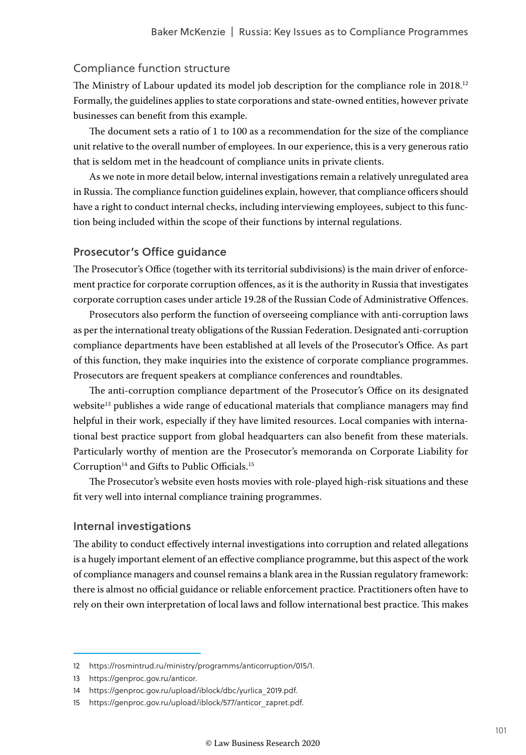### Compliance function structure

The Ministry of Labour updated its model job description for the compliance role in 2018.[12] Formally, the guidelines applies to state corporations and state-owned entities, however private businesses can benefit from this example.

The document sets a ratio of 1 to 100 as a recommendation for the size of the compliance unit relative to the overall number of employees. In our experience, this is a very generous ratio that is seldom met in the headcount of compliance units in private clients.

As we note in more detail below, internal investigations remain a relatively unregulated area in Russia. The compliance function guidelines explain, however, that compliance officers should have a right to conduct internal checks, including interviewing employees, subject to this function being included within the scope of their functions by internal regulations.

## Prosecutor's Office guidance

The Prosecutor's Office (together with its territorial subdivisions) is the main driver of enforcement practice for corporate corruption offences, as it is the authority in Russia that investigates corporate corruption cases under article 19.28 of the Russian Code of Administrative Offences.

Prosecutors also perform the function of overseeing compliance with anti-corruption laws as per the international treaty obligations of the Russian Federation. Designated anti-corruption compliance departments have been established at all levels of the Prosecutor's Office. As part of this function, they make inquiries into the existence of corporate compliance programmes. Prosecutors are frequent speakers at compliance conferences and roundtables.

The anti-corruption compliance department of the Prosecutor's Office on its designated website[13] publishes a wide range of educational materials that compliance managers may find helpful in their work, especially if they have limited resources. Local companies with international best practice support from global headquarters can also benefit from these materials. Particularly worthy of mention are the Prosecutor's memoranda on Corporate Liability for Corruption[14] and Gifts to Public Officials.[15]

The Prosecutor's website even hosts movies with role-played high-risk situations and these fit very well into internal compliance training programmes.

## Internal investigations

The ability to conduct effectively internal investigations into corruption and related allegations is a hugely important element of an effective compliance programme, but this aspect of the work of compliance managers and counsel remains a blank area in the Russian regulatory framework: there is almost no official guidance or reliable enforcement practice. Practitioners often have to rely on their own interpretation of local laws and follow international best practice. This makes

---

12 https://rosmintrud.ru/ministry/programms/anticorruption/015/1.

13 https://genproc.gov.ru/anticor.

14 https://genproc.gov.ru/upload/iblock/dbc/yurlica_2019.pdf.

15 https://genproc.gov.ru/upload/iblock/577/anticor_zapret.pdf.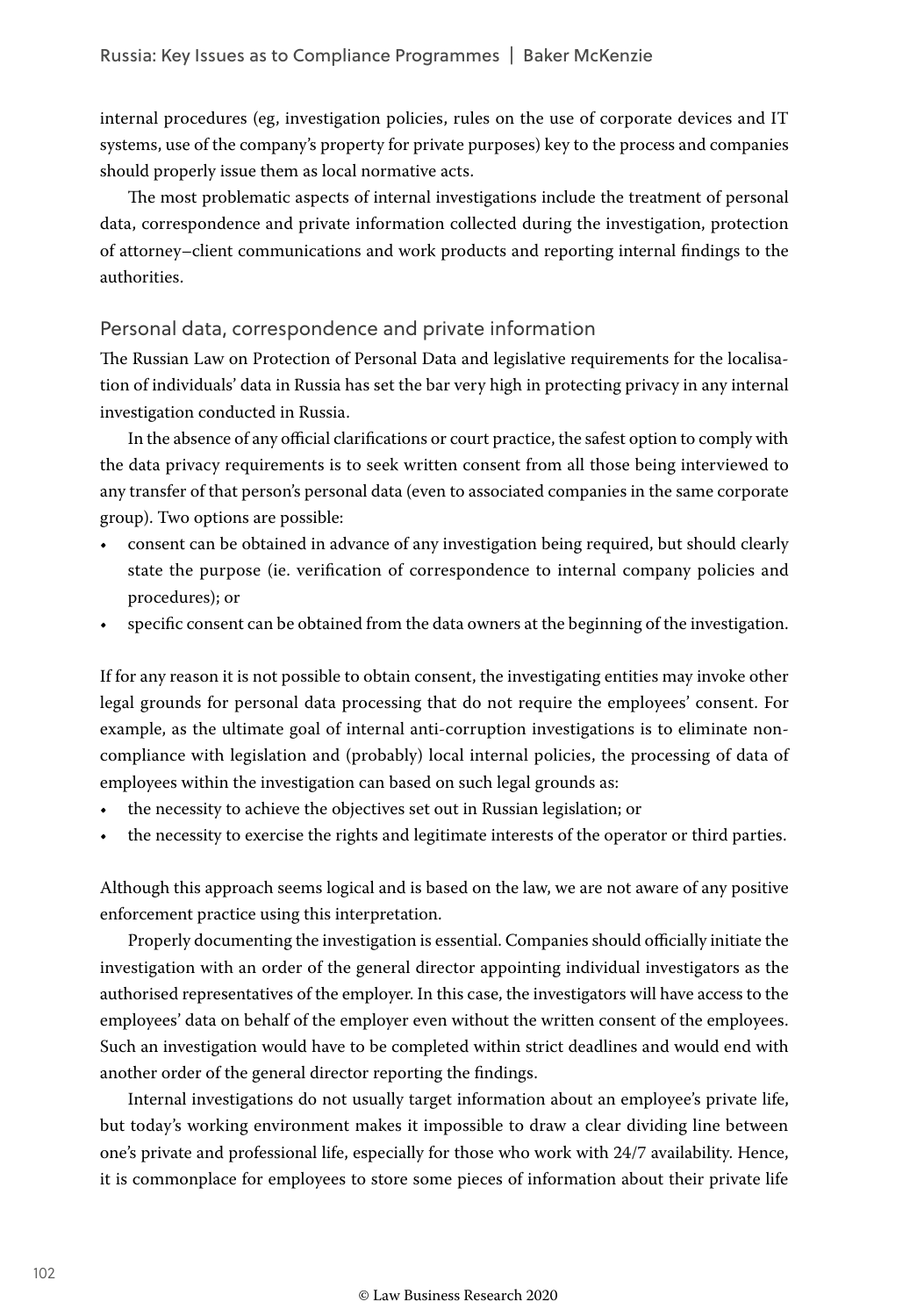internal procedures (eg, investigation policies, rules on the use of corporate devices and IT systems, use of the company's property for private purposes) key to the process and companies should properly issue them as local normative acts.

The most problematic aspects of internal investigations include the treatment of personal data, correspondence and private information collected during the investigation, protection of attorney–client communications and work products and reporting internal findings to the authorities.

## Personal data, correspondence and private information

The Russian Law on Protection of Personal Data and legislative requirements for the localisation of individuals' data in Russia has set the bar very high in protecting privacy in any internal investigation conducted in Russia.

In the absence of any official clarifications or court practice, the safest option to comply with the data privacy requirements is to seek written consent from all those being interviewed to any transfer of that person's personal data (even to associated companies in the same corporate group). Two options are possible:

- consent can be obtained in advance of any investigation being required, but should clearly state the purpose (ie. verification of correspondence to internal company policies and procedures); or
- specific consent can be obtained from the data owners at the beginning of the investigation.

If for any reason it is not possible to obtain consent, the investigating entities may invoke other legal grounds for personal data processing that do not require the employees' consent. For example, as the ultimate goal of internal anti-corruption investigations is to eliminate non-compliance with legislation and (probably) local internal policies, the processing of data of employees within the investigation can based on such legal grounds as:

- the necessity to achieve the objectives set out in Russian legislation; or
- the necessity to exercise the rights and legitimate interests of the operator or third parties.

Although this approach seems logical and is based on the law, we are not aware of any positive enforcement practice using this interpretation.

Properly documenting the investigation is essential. Companies should officially initiate the investigation with an order of the general director appointing individual investigators as the authorised representatives of the employer. In this case, the investigators will have access to the employees' data on behalf of the employer even without the written consent of the employees. Such an investigation would have to be completed within strict deadlines and would end with another order of the general director reporting the findings.

Internal investigations do not usually target information about an employee's private life, but today's working environment makes it impossible to draw a clear dividing line between one's private and professional life, especially for those who work with 24/7 availability. Hence, it is commonplace for employees to store some pieces of information about their private life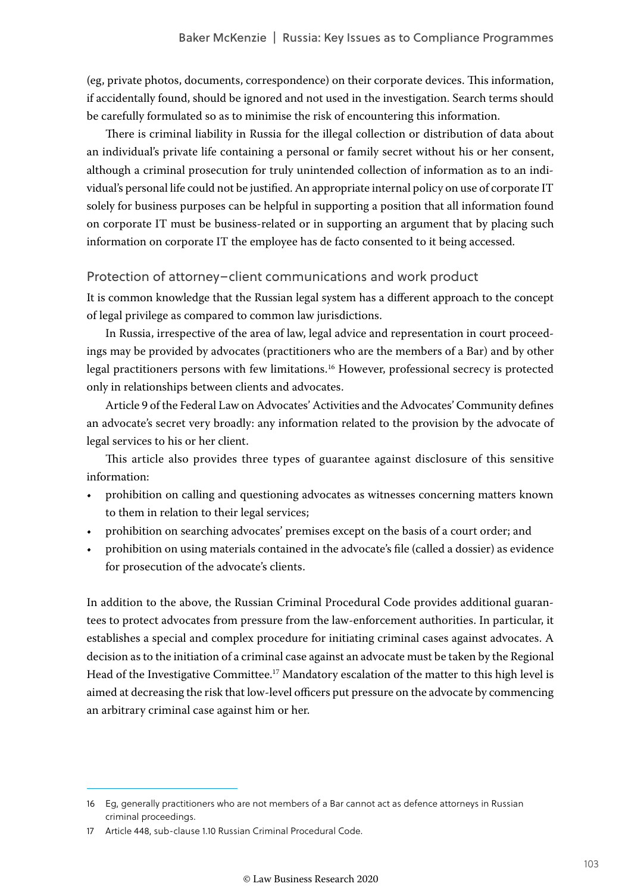(eg, private photos, documents, correspondence) on their corporate devices. This information, if accidentally found, should be ignored and not used in the investigation. Search terms should be carefully formulated so as to minimise the risk of encountering this information.

There is criminal liability in Russia for the illegal collection or distribution of data about an individual's private life containing a personal or family secret without his or her consent, although a criminal prosecution for truly unintended collection of information as to an individual's personal life could not be justified. An appropriate internal policy on use of corporate IT solely for business purposes can be helpful in supporting a position that all information found on corporate IT must be business-related or in supporting an argument that by placing such information on corporate IT the employee has de facto consented to it being accessed.

### Protection of attorney–client communications and work product

It is common knowledge that the Russian legal system has a different approach to the concept of legal privilege as compared to common law jurisdictions.

In Russia, irrespective of the area of law, legal advice and representation in court proceedings may be provided by advocates (practitioners who are the members of a Bar) and by other legal practitioners persons with few limitations.[16] However, professional secrecy is protected only in relationships between clients and advocates.

Article 9 of the Federal Law on Advocates' Activities and the Advocates' Community defines an advocate's secret very broadly: any information related to the provision by the advocate of legal services to his or her client.

This article also provides three types of guarantee against disclosure of this sensitive information:

- prohibition on calling and questioning advocates as witnesses concerning matters known to them in relation to their legal services;
- prohibition on searching advocates' premises except on the basis of a court order; and
- prohibition on using materials contained in the advocate's file (called a dossier) as evidence for prosecution of the advocate's clients.

In addition to the above, the Russian Criminal Procedural Code provides additional guarantees to protect advocates from pressure from the law-enforcement authorities. In particular, it establishes a special and complex procedure for initiating criminal cases against advocates. A decision as to the initiation of a criminal case against an advocate must be taken by the Regional Head of the Investigative Committee.[17] Mandatory escalation of the matter to this high level is aimed at decreasing the risk that low-level officers put pressure on the advocate by commencing an arbitrary criminal case against him or her.

---

16 Eg, generally practitioners who are not members of a Bar cannot act as defence attorneys in Russian criminal proceedings.

17 Article 448, sub-clause 1.10 Russian Criminal Procedural Code.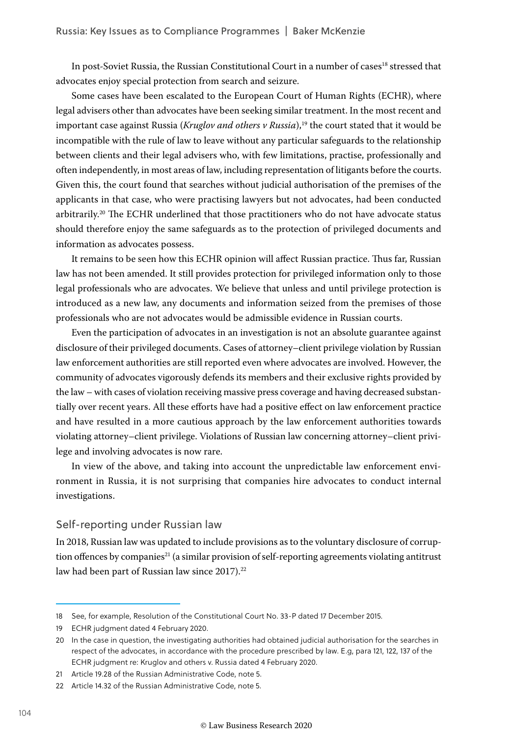In post-Soviet Russia, the Russian Constitutional Court in a number of cases[18] stressed that advocates enjoy special protection from search and seizure.

Some cases have been escalated to the European Court of Human Rights (ECHR), where legal advisers other than advocates have been seeking similar treatment. In the most recent and important case against Russia (*Kruglov and others v Russia*),[19] the court stated that it would be incompatible with the rule of law to leave without any particular safeguards to the relationship between clients and their legal advisers who, with few limitations, practise, professionally and often independently, in most areas of law, including representation of litigants before the courts. Given this, the court found that searches without judicial authorisation of the premises of the applicants in that case, who were practising lawyers but not advocates, had been conducted arbitrarily.[20] The ECHR underlined that those practitioners who do not have advocate status should therefore enjoy the same safeguards as to the protection of privileged documents and information as advocates possess.

It remains to be seen how this ECHR opinion will affect Russian practice. Thus far, Russian law has not been amended. It still provides protection for privileged information only to those legal professionals who are advocates. We believe that unless and until privilege protection is introduced as a new law, any documents and information seized from the premises of those professionals who are not advocates would be admissible evidence in Russian courts.

Even the participation of advocates in an investigation is not an absolute guarantee against disclosure of their privileged documents. Cases of attorney–client privilege violation by Russian law enforcement authorities are still reported even where advocates are involved. However, the community of advocates vigorously defends its members and their exclusive rights provided by the law – with cases of violation receiving massive press coverage and having decreased substantially over recent years. All these efforts have had a positive effect on law enforcement practice and have resulted in a more cautious approach by the law enforcement authorities towards violating attorney–client privilege. Violations of Russian law concerning attorney–client privilege and involving advocates is now rare.

In view of the above, and taking into account the unpredictable law enforcement environment in Russia, it is not surprising that companies hire advocates to conduct internal investigations.

## Self-reporting under Russian law

In 2018, Russian law was updated to include provisions as to the voluntary disclosure of corruption offences by companies[21] (a similar provision of self-reporting agreements violating antitrust law had been part of Russian law since 2017).[22]

---

18 See, for example, Resolution of the Constitutional Court No. 33-P dated 17 December 2015.

19 ECHR judgment dated 4 February 2020.

20 In the case in question, the investigating authorities had obtained judicial authorisation for the searches in respect of the advocates, in accordance with the procedure prescribed by law. E.g, para 121, 122, 137 of the ECHR judgment re: Kruglov and others v. Russia dated 4 February 2020.

21 Article 19.28 of the Russian Administrative Code, note 5.

22 Article 14.32 of the Russian Administrative Code, note 5.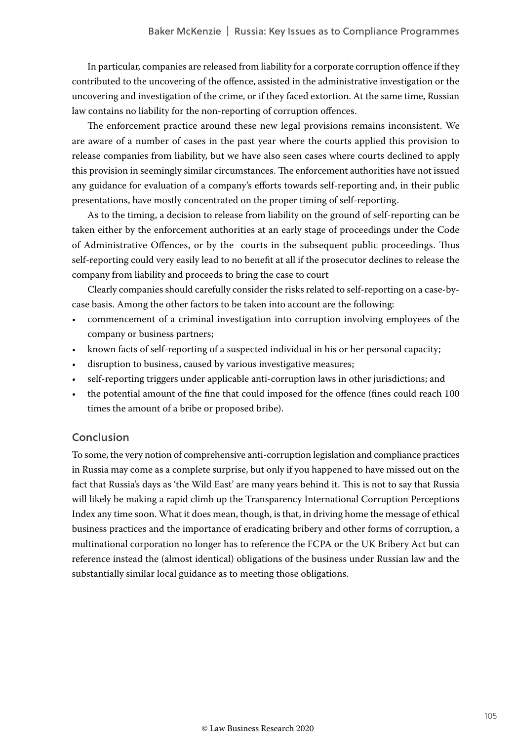In particular, companies are released from liability for a corporate corruption offence if they contributed to the uncovering of the offence, assisted in the administrative investigation or the uncovering and investigation of the crime, or if they faced extortion. At the same time, Russian law contains no liability for the non-reporting of corruption offences.

The enforcement practice around these new legal provisions remains inconsistent. We are aware of a number of cases in the past year where the courts applied this provision to release companies from liability, but we have also seen cases where courts declined to apply this provision in seemingly similar circumstances. The enforcement authorities have not issued any guidance for evaluation of a company's efforts towards self-reporting and, in their public presentations, have mostly concentrated on the proper timing of self-reporting.

As to the timing, a decision to release from liability on the ground of self-reporting can be taken either by the enforcement authorities at an early stage of proceedings under the Code of Administrative Offences, or by the courts in the subsequent public proceedings. Thus self-reporting could very easily lead to no benefit at all if the prosecutor declines to release the company from liability and proceeds to bring the case to court

Clearly companies should carefully consider the risks related to self-reporting on a case-by-case basis. Among the other factors to be taken into account are the following:

- commencement of a criminal investigation into corruption involving employees of the company or business partners;
- known facts of self-reporting of a suspected individual in his or her personal capacity;
- disruption to business, caused by various investigative measures;
- self-reporting triggers under applicable anti-corruption laws in other jurisdictions; and
- the potential amount of the fine that could imposed for the offence (fines could reach 100 times the amount of a bribe or proposed bribe).

## Conclusion

To some, the very notion of comprehensive anti-corruption legislation and compliance practices in Russia may come as a complete surprise, but only if you happened to have missed out on the fact that Russia's days as 'the Wild East' are many years behind it. This is not to say that Russia will likely be making a rapid climb up the Transparency International Corruption Perceptions Index any time soon. What it does mean, though, is that, in driving home the message of ethical business practices and the importance of eradicating bribery and other forms of corruption, a multinational corporation no longer has to reference the FCPA or the UK Bribery Act but can reference instead the (almost identical) obligations of the business under Russian law and the substantially similar local guidance as to meeting those obligations.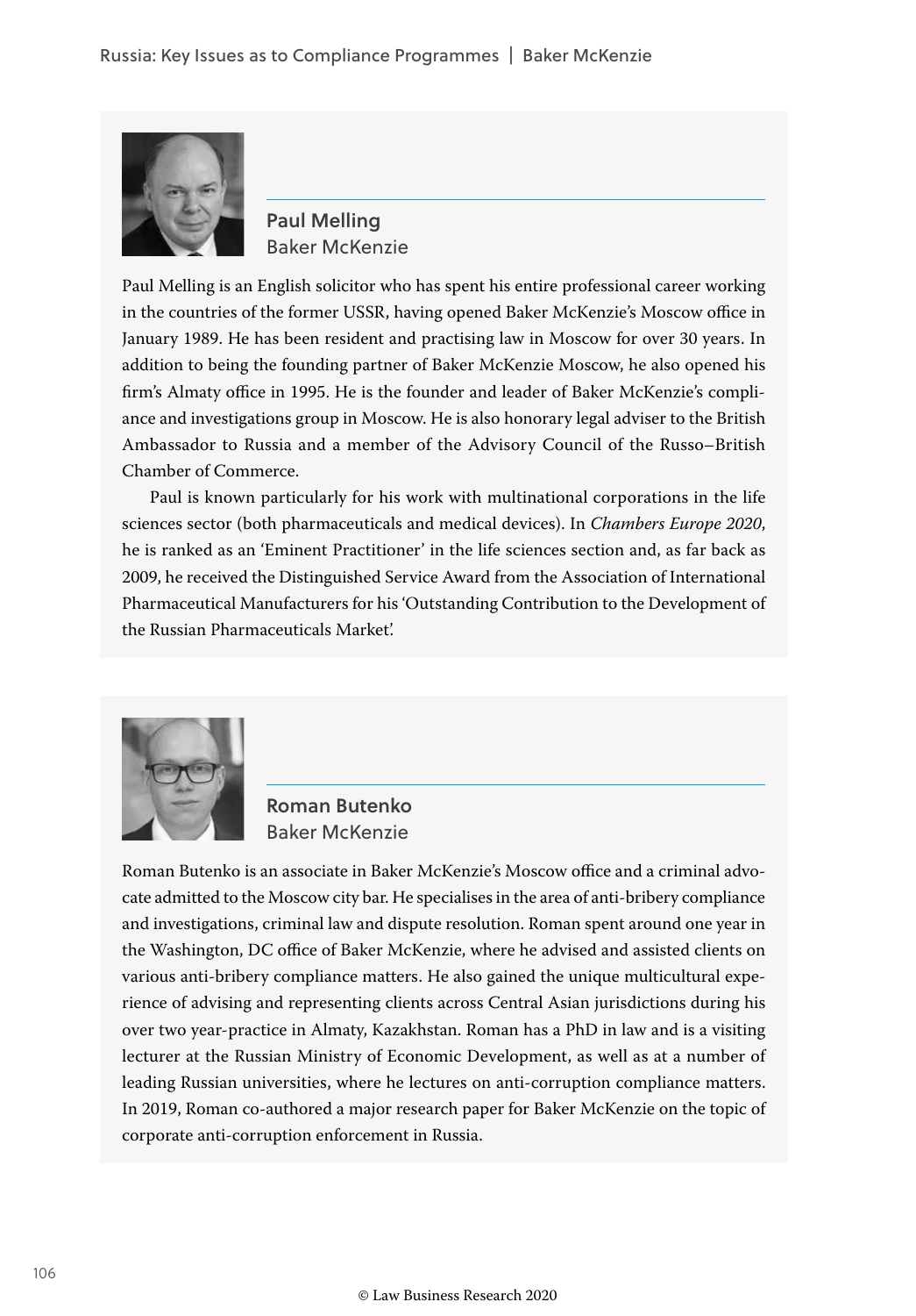## Paul Melling
Baker McKenzie

Paul Melling is an English solicitor who has spent his entire professional career working in the countries of the former USSR, having opened Baker McKenzie's Moscow office in January 1989. He has been resident and practising law in Moscow for over 30 years. In addition to being the founding partner of Baker McKenzie Moscow, he also opened his firm's Almaty office in 1995. He is the founder and leader of Baker McKenzie's compliance and investigations group in Moscow. He is also honorary legal adviser to the British Ambassador to Russia and a member of the Advisory Council of the Russo–British Chamber of Commerce.

Paul is known particularly for his work with multinational corporations in the life sciences sector (both pharmaceuticals and medical devices). In *Chambers Europe 2020*, he is ranked as an 'Eminent Practitioner' in the life sciences section and, as far back as 2009, he received the Distinguished Service Award from the Association of International Pharmaceutical Manufacturers for his 'Outstanding Contribution to the Development of the Russian Pharmaceuticals Market'.

## Roman Butenko
Baker McKenzie

Roman Butenko is an associate in Baker McKenzie's Moscow office and a criminal advocate admitted to the Moscow city bar. He specialises in the area of anti-bribery compliance and investigations, criminal law and dispute resolution. Roman spent around one year in the Washington, DC office of Baker McKenzie, where he advised and assisted clients on various anti-bribery compliance matters. He also gained the unique multicultural experience of advising and representing clients across Central Asian jurisdictions during his over two year-practice in Almaty, Kazakhstan. Roman has a PhD in law and is a visiting lecturer at the Russian Ministry of Economic Development, as well as at a number of leading Russian universities, where he lectures on anti-corruption compliance matters. In 2019, Roman co-authored a major research paper for Baker McKenzie on the topic of corporate anti-corruption enforcement in Russia.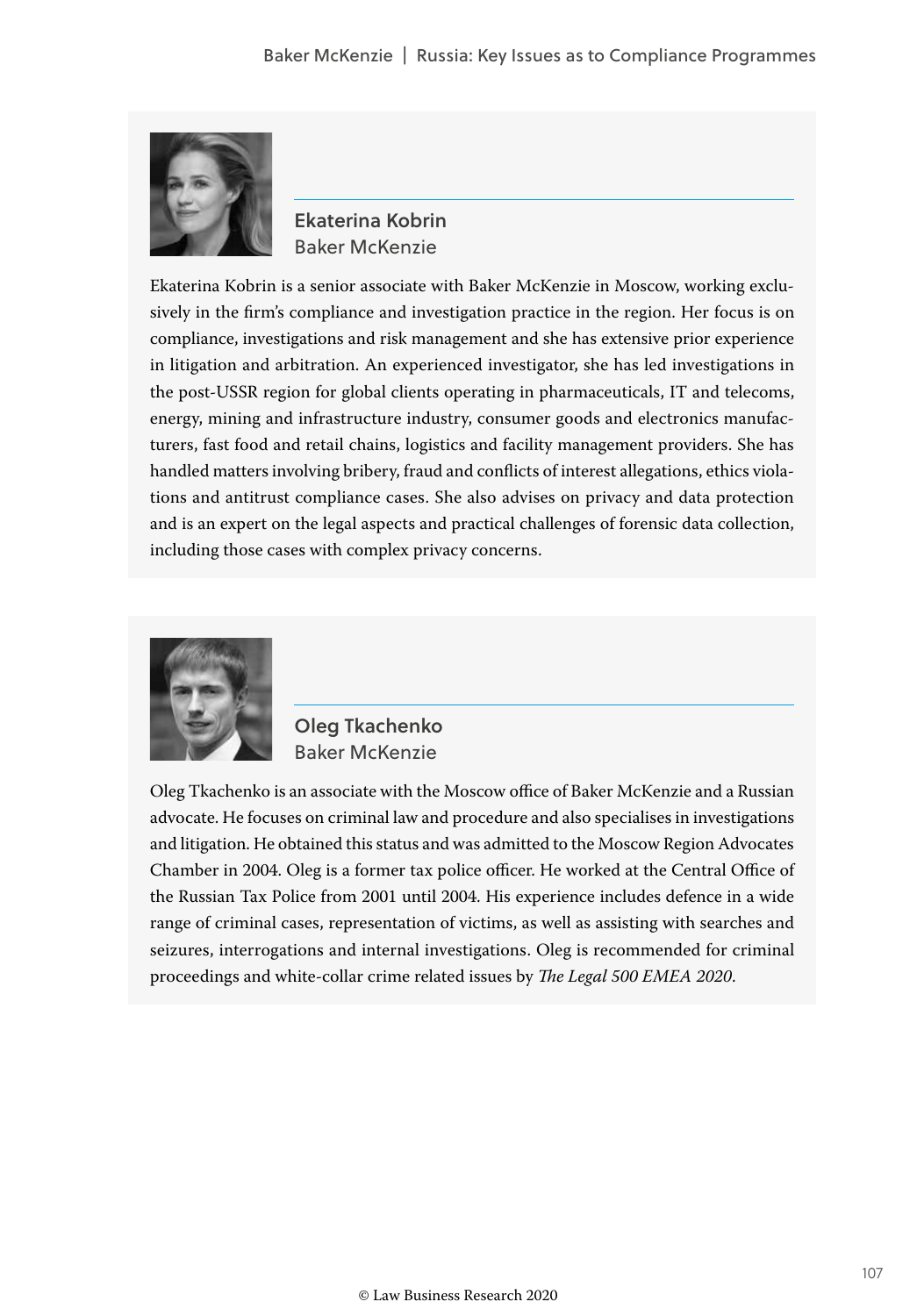## Ekaterina Kobrin

Baker McKenzie

Ekaterina Kobrin is a senior associate with Baker McKenzie in Moscow, working exclusively in the firm's compliance and investigation practice in the region. Her focus is on compliance, investigations and risk management and she has extensive prior experience in litigation and arbitration. An experienced investigator, she has led investigations in the post-USSR region for global clients operating in pharmaceuticals, IT and telecoms, energy, mining and infrastructure industry, consumer goods and electronics manufacturers, fast food and retail chains, logistics and facility management providers. She has handled matters involving bribery, fraud and conflicts of interest allegations, ethics violations and antitrust compliance cases. She also advises on privacy and data protection and is an expert on the legal aspects and practical challenges of forensic data collection, including those cases with complex privacy concerns.

## Oleg Tkachenko

Baker McKenzie

Oleg Tkachenko is an associate with the Moscow office of Baker McKenzie and a Russian advocate. He focuses on criminal law and procedure and also specialises in investigations and litigation. He obtained this status and was admitted to the Moscow Region Advocates Chamber in 2004. Oleg is a former tax police officer. He worked at the Central Office of the Russian Tax Police from 2001 until 2004. His experience includes defence in a wide range of criminal cases, representation of victims, as well as assisting with searches and seizures, interrogations and internal investigations. Oleg is recommended for criminal proceedings and white-collar crime related issues by *The Legal 500 EMEA 2020*.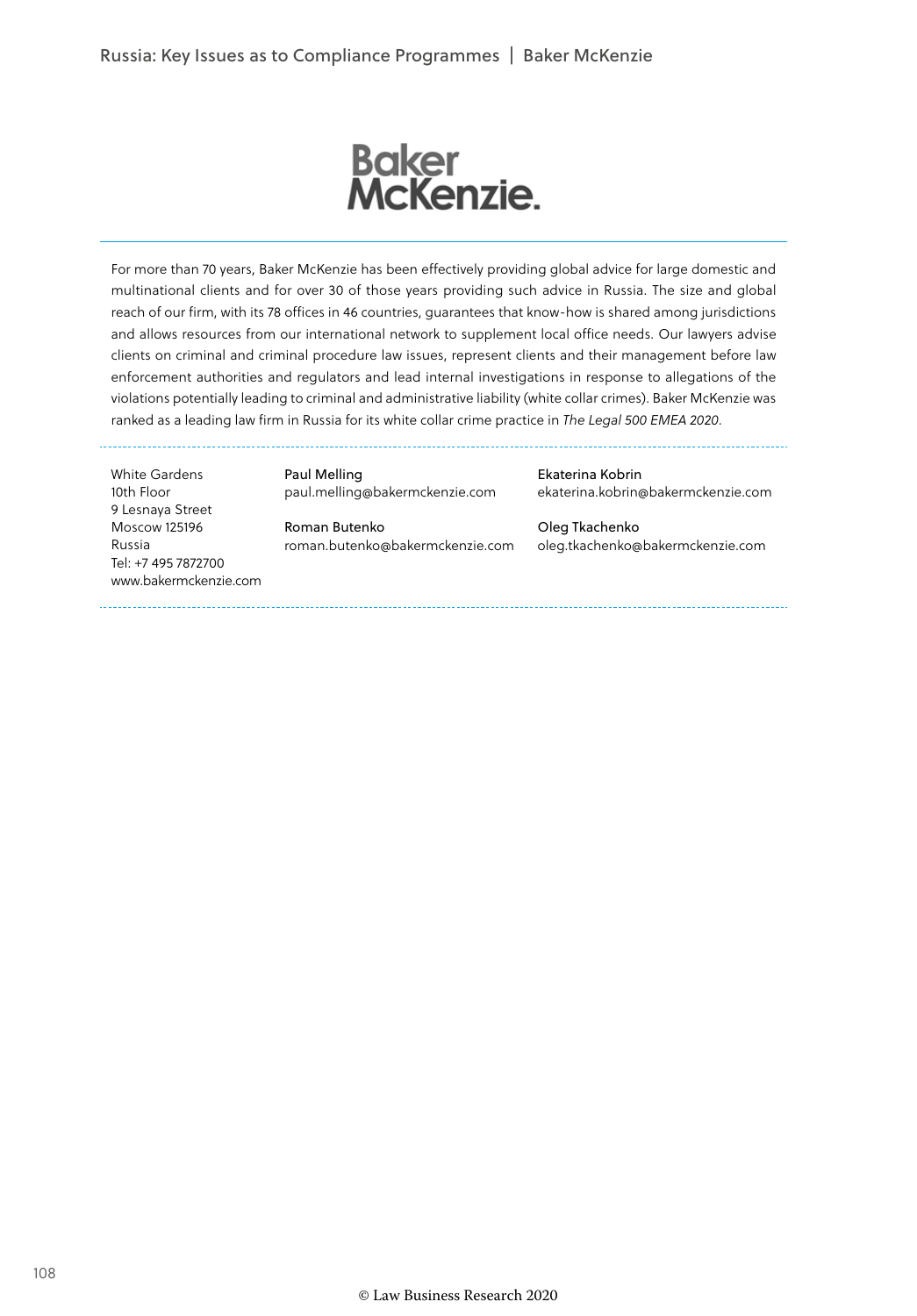Baker McKenzie.

For more than 70 years, Baker McKenzie has been effectively providing global advice for large domestic and multinational clients and for over 30 of those years providing such advice in Russia. The size and global reach of our firm, with its 78 offices in 46 countries, guarantees that know-how is shared among jurisdictions and allows resources from our international network to supplement local office needs. Our lawyers advise clients on criminal and criminal procedure law issues, represent clients and their management before law enforcement authorities and regulators and lead internal investigations in response to allegations of the violations potentially leading to criminal and administrative liability (white collar crimes). Baker McKenzie was ranked as a leading law firm in Russia for its white collar crime practice in *The Legal 500 EMEA 2020*.

White Gardens
10th Floor
9 Lesnaya Street
Moscow 125196
Russia
Tel: +7 495 7872700
www.bakermckenzie.com

Paul Melling
paul.melling@bakermckenzie.com

Roman Butenko
roman.butenko@bakermckenzie.com

Ekaterina Kobrin
ekaterina.kobrin@bakermckenzie.com

Oleg Tkachenko
oleg.tkachenko@bakermckenzie.com

© Law Business Research 2020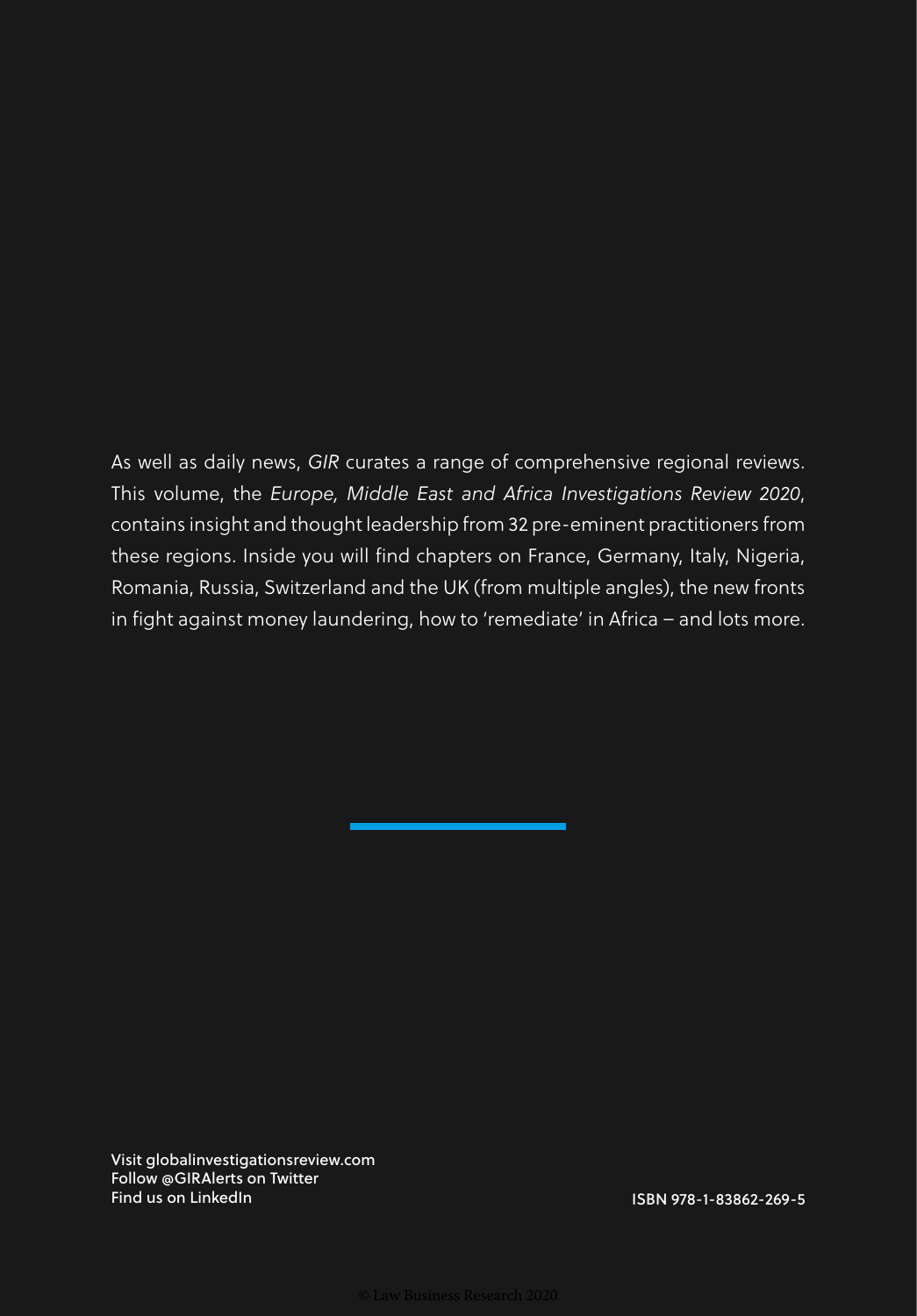As well as daily news, *GIR* curates a range of comprehensive regional reviews. This volume, the *Europe, Middle East and Africa Investigations Review 2020*, contains insight and thought leadership from 32 pre-eminent practitioners from these regions. Inside you will find chapters on France, Germany, Italy, Nigeria, Romania, Russia, Switzerland and the UK (from multiple angles), the new fronts in fight against money laundering, how to 'remediate' in Africa – and lots more.

Visit globalinvestigationsreview.com
Follow @GIRAlerts on Twitter
Find us on LinkedIn

ISBN 978-1-83862-269-5

© Law Business Research 2020